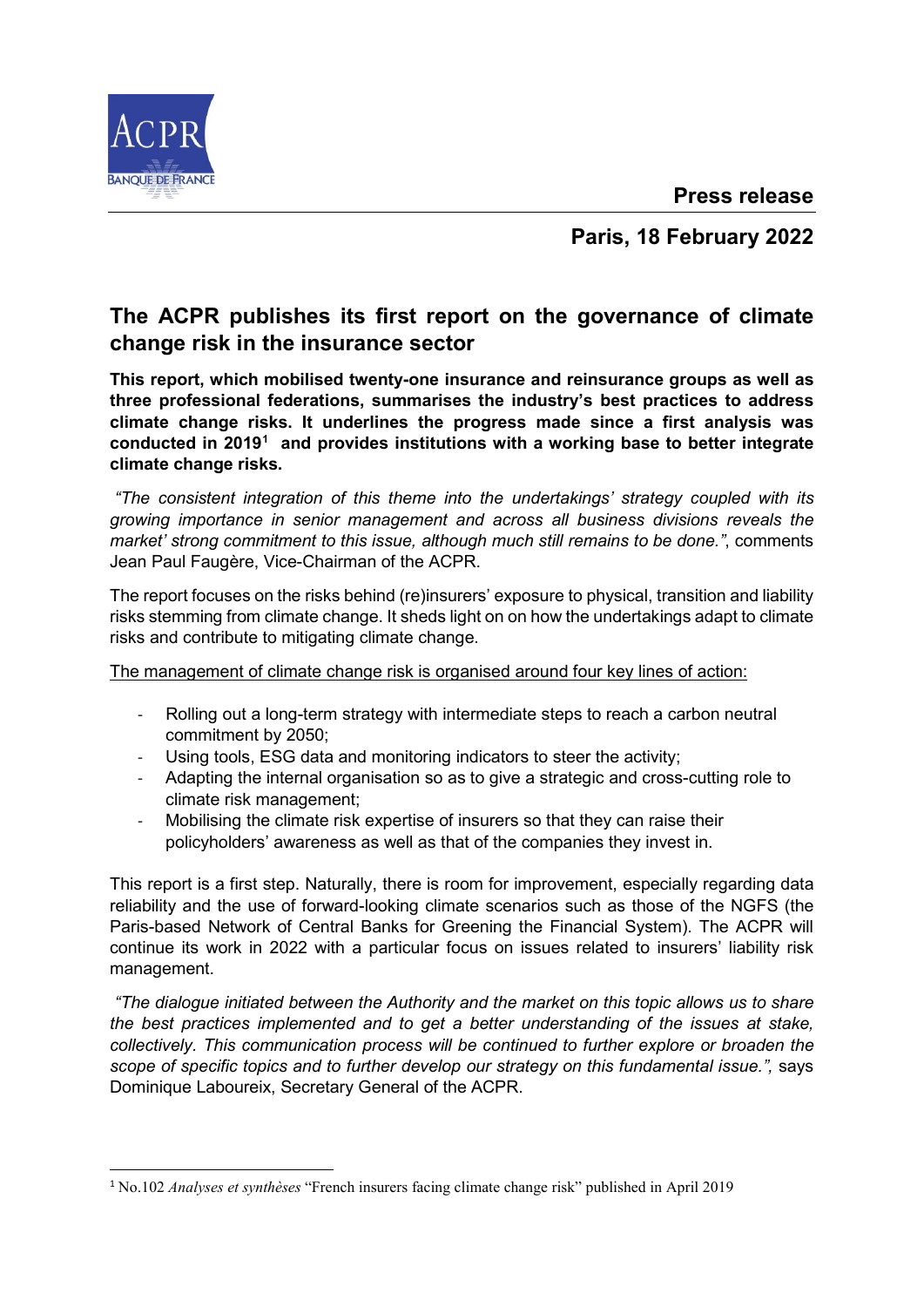**Press release**

**Paris, 18 February 2022**

# The ACPR publishes its first report on the governance of climate change risk in the insurance sector

**This report, which mobilised twenty-one insurance and reinsurance groups as well as three professional federations, summarises the industry's best practices to address climate change risks. It underlines the progress made since a first analysis was conducted in 2019[1] and provides institutions with a working base to better integrate climate change risks.**

*"The consistent integration of this theme into the undertakings' strategy coupled with its growing importance in senior management and across all business divisions reveals the market' strong commitment to this issue, although much still remains to be done."*, comments Jean Paul Faugère, Vice-Chairman of the ACPR.

The report focuses on the risks behind (re)insurers' exposure to physical, transition and liability risks stemming from climate change. It sheds light on on how the undertakings adapt to climate risks and contribute to mitigating climate change.

<u>The management of climate change risk is organised around four key lines of action:</u>

- Rolling out a long-term strategy with intermediate steps to reach a carbon neutral commitment by 2050;
- Using tools, ESG data and monitoring indicators to steer the activity;
- Adapting the internal organisation so as to give a strategic and cross-cutting role to climate risk management;
- Mobilising the climate risk expertise of insurers so that they can raise their policyholders' awareness as well as that of the companies they invest in.

This report is a first step. Naturally, there is room for improvement, especially regarding data reliability and the use of forward-looking climate scenarios such as those of the NGFS (the Paris-based Network of Central Banks for Greening the Financial System). The ACPR will continue its work in 2022 with a particular focus on issues related to insurers' liability risk management.

*"The dialogue initiated between the Authority and the market on this topic allows us to share the best practices implemented and to get a better understanding of the issues at stake, collectively. This communication process will be continued to further explore or broaden the scope of specific topics and to further develop our strategy on this fundamental issue.",* says Dominique Laboureix, Secretary General of the ACPR.

---

[1] No.102 *Analyses et synthèses* "French insurers facing climate change risk" published in April 2019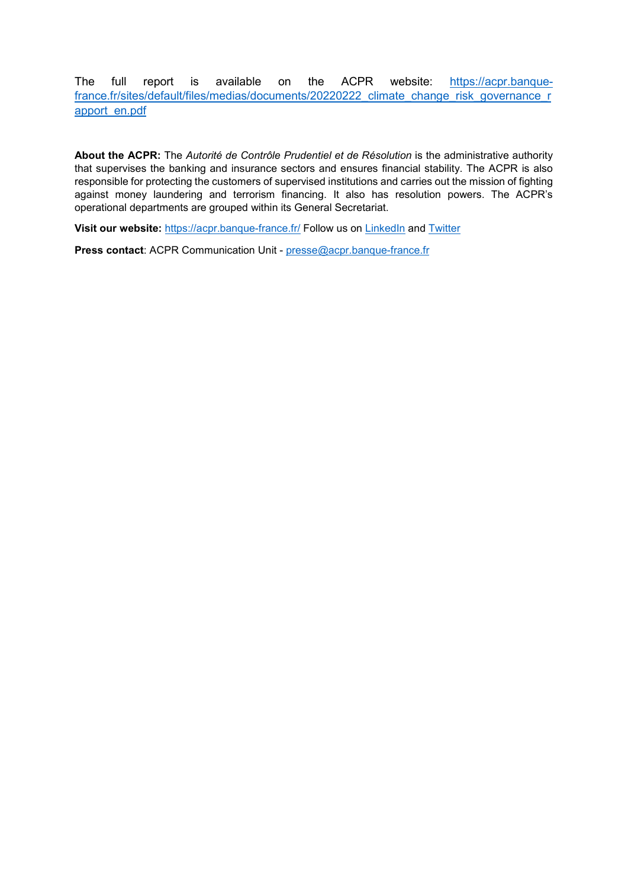The full report is available on the ACPR website: [https://acpr.banque-france.fr/sites/default/files/medias/documents/20220222_climate_change_risk_governance_rapport_en.pdf](https://acpr.banque-france.fr/sites/default/files/medias/documents/20220222_climate_change_risk_governance_rapport_en.pdf)

**About the ACPR:** The *Autorité de Contrôle Prudentiel et de Résolution* is the administrative authority that supervises the banking and insurance sectors and ensures financial stability. The ACPR is also responsible for protecting the customers of supervised institutions and carries out the mission of fighting against money laundering and terrorism financing. It also has resolution powers. The ACPR's operational departments are grouped within its General Secretariat.

**Visit our website:** [https://acpr.banque-france.fr/](https://acpr.banque-france.fr/) Follow us on LinkedIn and Twitter

**Press contact**: ACPR Communication Unit - [presse@acpr.banque-france.fr](mailto:presse@acpr.banque-france.fr)